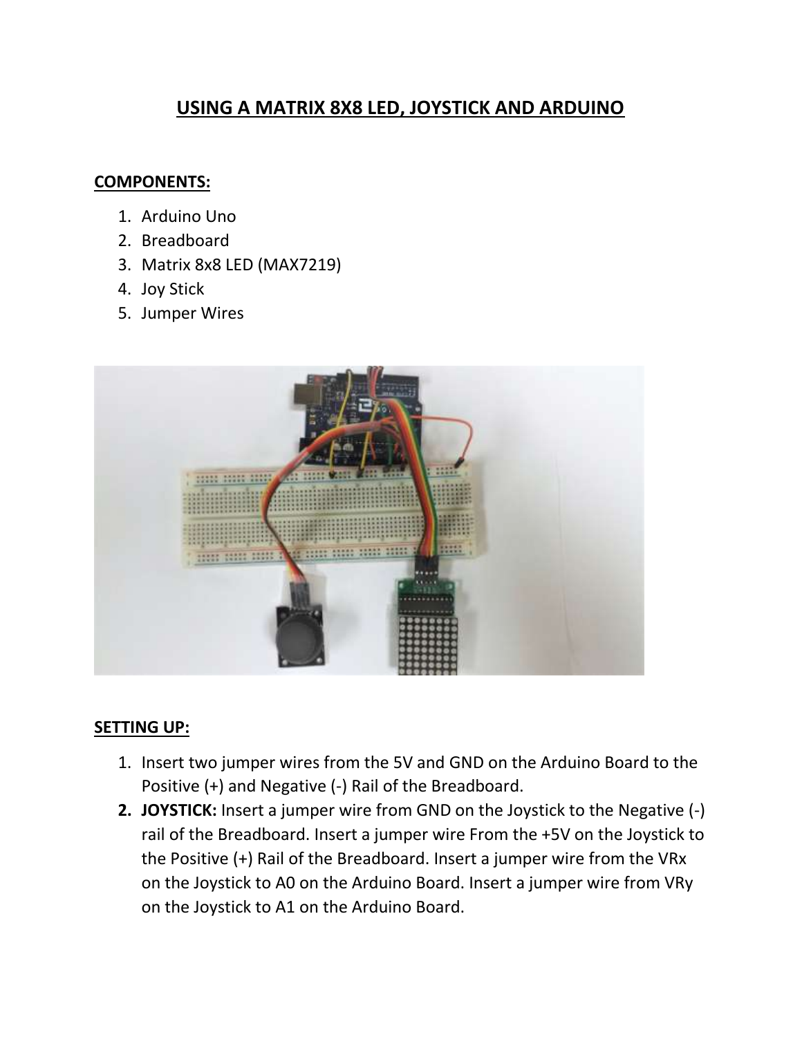# USING A MATRIX 8X8 LED, JOYSTICK AND ARDUINO

## COMPONENTS:

1. Arduino Uno
2. Breadboard
3. Matrix 8x8 LED (MAX7219)
4. Joy Stick
5. Jumper Wires

## SETTING UP:

1. Insert two jumper wires from the 5V and GND on the Arduino Board to the Positive (+) and Negative (-) Rail of the Breadboard.
2. **JOYSTICK:** Insert a jumper wire from GND on the Joystick to the Negative (-) rail of the Breadboard. Insert a jumper wire From the +5V on the Joystick to the Positive (+) Rail of the Breadboard. Insert a jumper wire from the VRx on the Joystick to A0 on the Arduino Board. Insert a jumper wire from VRy on the Joystick to A1 on the Arduino Board.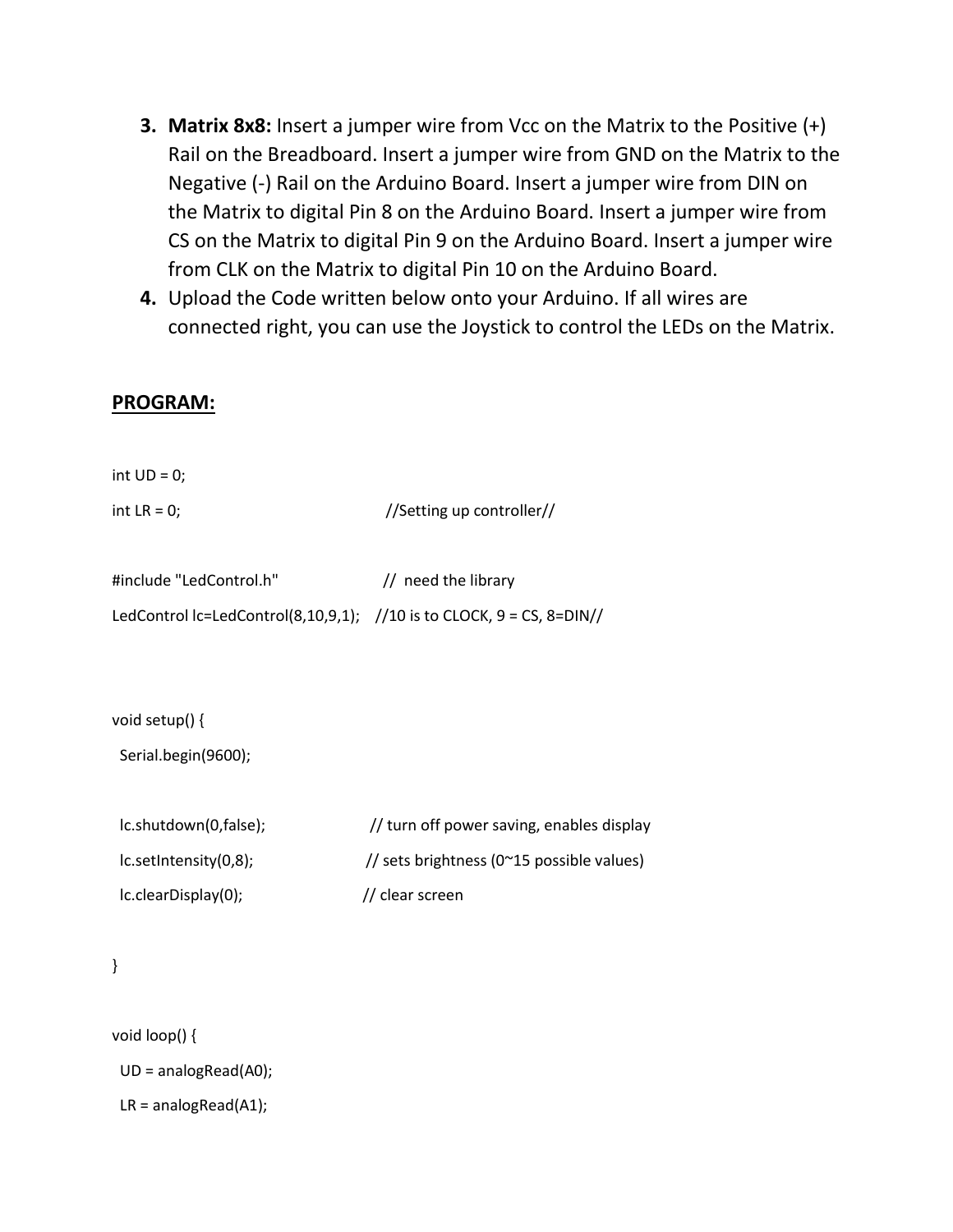3. **Matrix 8x8:** Insert a jumper wire from Vcc on the Matrix to the Positive (+) Rail on the Breadboard. Insert a jumper wire from GND on the Matrix to the Negative (-) Rail on the Arduino Board. Insert a jumper wire from DIN on the Matrix to digital Pin 8 on the Arduino Board. Insert a jumper wire from CS on the Matrix to digital Pin 9 on the Arduino Board. Insert a jumper wire from CLK on the Matrix to digital Pin 10 on the Arduino Board.
4. Upload the Code written below onto your Arduino. If all wires are connected right, you can use the Joystick to control the LEDs on the Matrix.

## PROGRAM:

```
int UD = 0;
int LR = 0;                                    //Setting up controller//


#include "LedControl.h"                        //  need the library
LedControl lc=LedControl(8,10,9,1);    //10 is to CLOCK, 9 = CS, 8=DIN//



void setup() {
  Serial.begin(9600);


  lc.shutdown(0,false);                     // turn off power saving, enables display
  lc.setIntensity(0,8);                     // sets brightness (0~15 possible values)
  lc.clearDisplay(0);                       // clear screen


}


void loop() {
  UD = analogRead(A0);
  LR = analogRead(A1);
```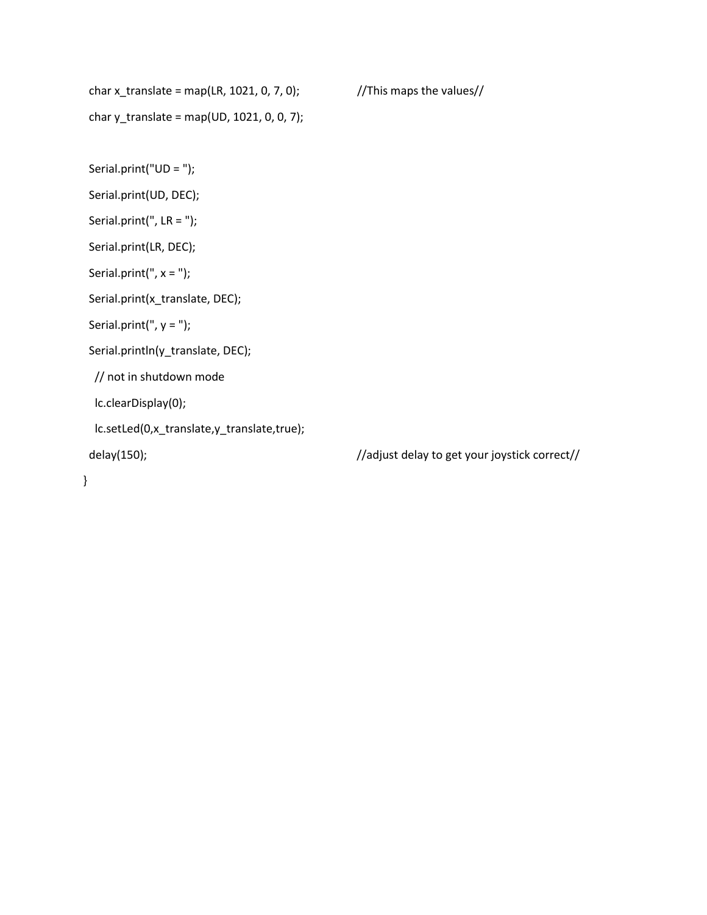```
  char x_translate = map(LR, 1021, 0, 7, 0);                //This maps the values//
  char y_translate = map(UD, 1021, 0, 0, 7);

  Serial.print("UD = ");
  Serial.print(UD, DEC);
  Serial.print(", LR = ");
  Serial.print(LR, DEC);
  Serial.print(", x = ");
  Serial.print(x_translate, DEC);
  Serial.print(", y = ");
  Serial.println(y_translate, DEC);
   // not in shutdown mode
   lc.clearDisplay(0);
   lc.setLed(0,x_translate,y_translate,true);
  delay(150);                                               //adjust delay to get your joystick correct//
}
```